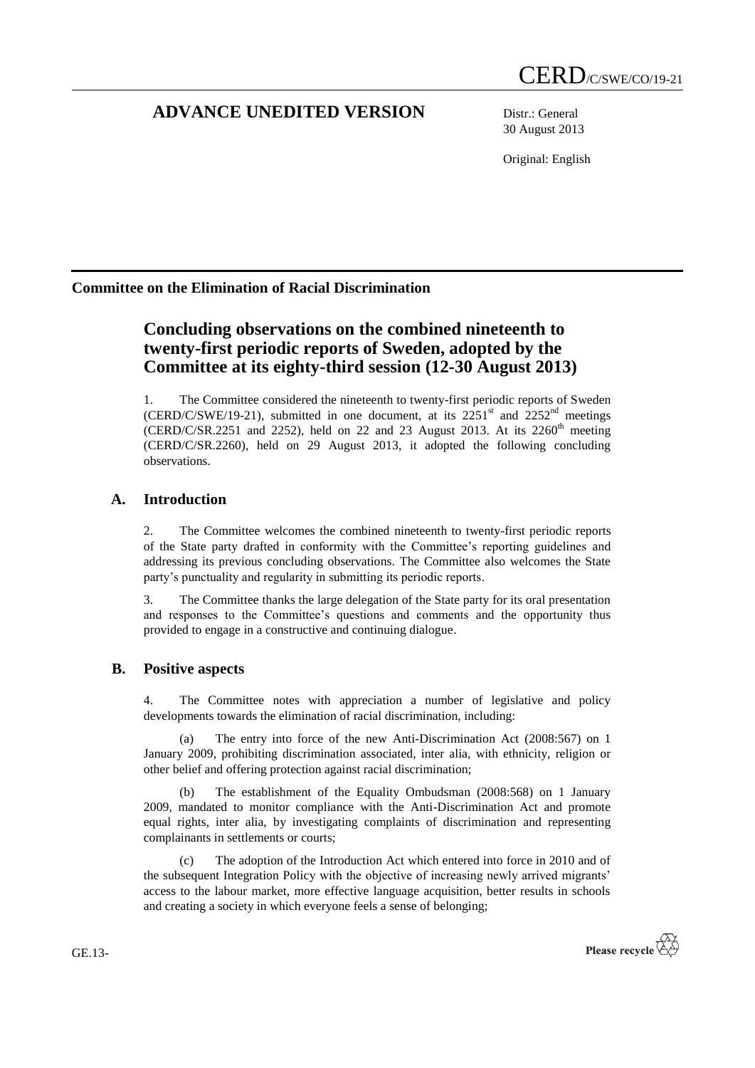CERD/C/SWE/CO/19-21

# ADVANCE UNEDITED VERSION

Distr.: General
30 August 2013

Original: English

**Committee on the Elimination of Racial Discrimination**

## Concluding observations on the combined nineteenth to twenty-first periodic reports of Sweden, adopted by the Committee at its eighty-third session (12-30 August 2013)

1. The Committee considered the nineteenth to twenty-first periodic reports of Sweden (CERD/C/SWE/19-21), submitted in one document, at its 2251st and 2252nd meetings (CERD/C/SR.2251 and 2252), held on 22 and 23 August 2013. At its 2260th meeting (CERD/C/SR.2260), held on 29 August 2013, it adopted the following concluding observations.

### A. Introduction

2. The Committee welcomes the combined nineteenth to twenty-first periodic reports of the State party drafted in conformity with the Committee's reporting guidelines and addressing its previous concluding observations. The Committee also welcomes the State party's punctuality and regularity in submitting its periodic reports.

3. The Committee thanks the large delegation of the State party for its oral presentation and responses to the Committee's questions and comments and the opportunity thus provided to engage in a constructive and continuing dialogue.

### B. Positive aspects

4. The Committee notes with appreciation a number of legislative and policy developments towards the elimination of racial discrimination, including:

(a) The entry into force of the new Anti-Discrimination Act (2008:567) on 1 January 2009, prohibiting discrimination associated, inter alia, with ethnicity, religion or other belief and offering protection against racial discrimination;

(b) The establishment of the Equality Ombudsman (2008:568) on 1 January 2009, mandated to monitor compliance with the Anti-Discrimination Act and promote equal rights, inter alia, by investigating complaints of discrimination and representing complainants in settlements or courts;

(c) The adoption of the Introduction Act which entered into force in 2010 and of the subsequent Integration Policy with the objective of increasing newly arrived migrants' access to the labour market, more effective language acquisition, better results in schools and creating a society in which everyone feels a sense of belonging;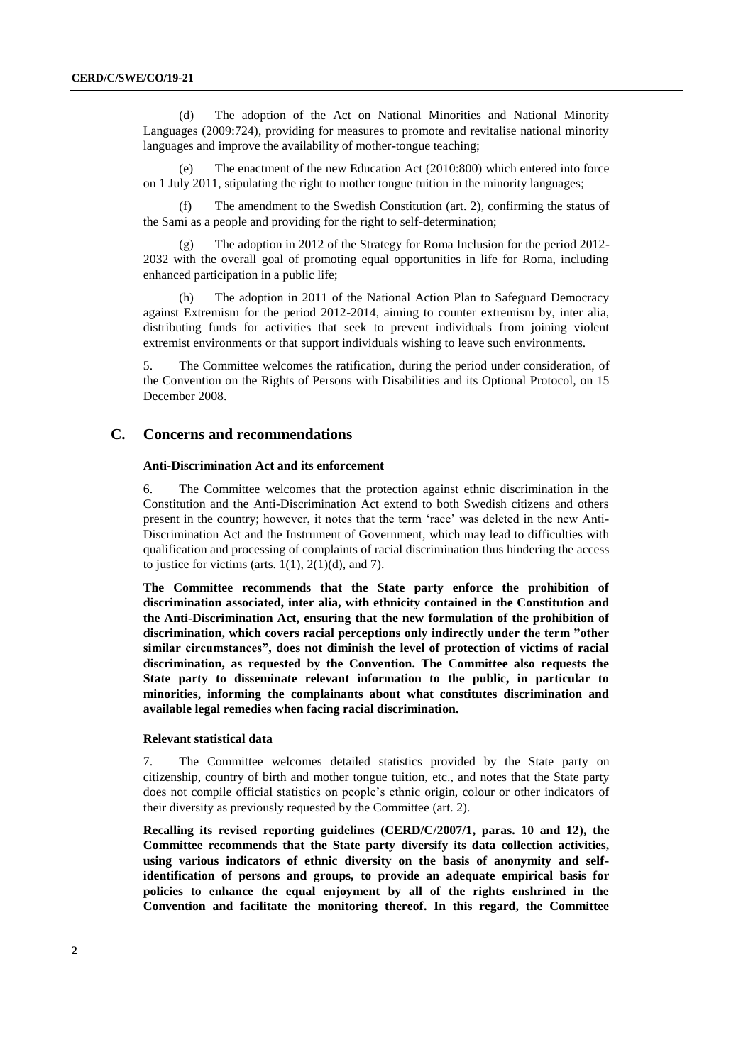(d) The adoption of the Act on National Minorities and National Minority Languages (2009:724), providing for measures to promote and revitalise national minority languages and improve the availability of mother-tongue teaching;

(e) The enactment of the new Education Act (2010:800) which entered into force on 1 July 2011, stipulating the right to mother tongue tuition in the minority languages;

(f) The amendment to the Swedish Constitution (art. 2), confirming the status of the Sami as a people and providing for the right to self-determination;

(g) The adoption in 2012 of the Strategy for Roma Inclusion for the period 2012-2032 with the overall goal of promoting equal opportunities in life for Roma, including enhanced participation in a public life;

(h) The adoption in 2011 of the National Action Plan to Safeguard Democracy against Extremism for the period 2012-2014, aiming to counter extremism by, inter alia, distributing funds for activities that seek to prevent individuals from joining violent extremist environments or that support individuals wishing to leave such environments.

5. The Committee welcomes the ratification, during the period under consideration, of the Convention on the Rights of Persons with Disabilities and its Optional Protocol, on 15 December 2008.

## C. Concerns and recommendations

### Anti-Discrimination Act and its enforcement

6. The Committee welcomes that the protection against ethnic discrimination in the Constitution and the Anti-Discrimination Act extend to both Swedish citizens and others present in the country; however, it notes that the term 'race' was deleted in the new Anti-Discrimination Act and the Instrument of Government, which may lead to difficulties with qualification and processing of complaints of racial discrimination thus hindering the access to justice for victims (arts. 1(1), 2(1)(d), and 7).

**The Committee recommends that the State party enforce the prohibition of discrimination associated, inter alia, with ethnicity contained in the Constitution and the Anti-Discrimination Act, ensuring that the new formulation of the prohibition of discrimination, which covers racial perceptions only indirectly under the term "other similar circumstances", does not diminish the level of protection of victims of racial discrimination, as requested by the Convention. The Committee also requests the State party to disseminate relevant information to the public, in particular to minorities, informing the complainants about what constitutes discrimination and available legal remedies when facing racial discrimination.**

### Relevant statistical data

7. The Committee welcomes detailed statistics provided by the State party on citizenship, country of birth and mother tongue tuition, etc., and notes that the State party does not compile official statistics on people's ethnic origin, colour or other indicators of their diversity as previously requested by the Committee (art. 2).

**Recalling its revised reporting guidelines (CERD/C/2007/1, paras. 10 and 12), the Committee recommends that the State party diversify its data collection activities, using various indicators of ethnic diversity on the basis of anonymity and self-identification of persons and groups, to provide an adequate empirical basis for policies to enhance the equal enjoyment by all of the rights enshrined in the Convention and facilitate the monitoring thereof. In this regard, the Committee**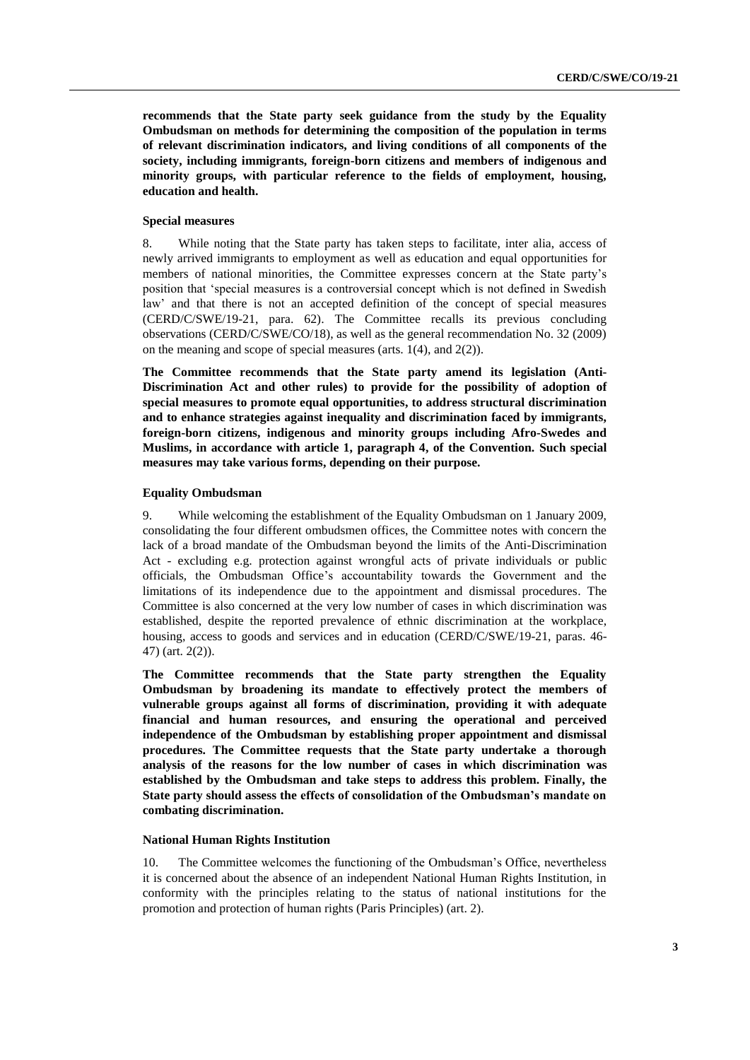**recommends that the State party seek guidance from the study by the Equality Ombudsman on methods for determining the composition of the population in terms of relevant discrimination indicators, and living conditions of all components of the society, including immigrants, foreign-born citizens and members of indigenous and minority groups, with particular reference to the fields of employment, housing, education and health.**

#### Special measures

8. While noting that the State party has taken steps to facilitate, inter alia, access of newly arrived immigrants to employment as well as education and equal opportunities for members of national minorities, the Committee expresses concern at the State party's position that 'special measures is a controversial concept which is not defined in Swedish law' and that there is not an accepted definition of the concept of special measures (CERD/C/SWE/19-21, para. 62). The Committee recalls its previous concluding observations (CERD/C/SWE/CO/18), as well as the general recommendation No. 32 (2009) on the meaning and scope of special measures (arts. 1(4), and 2(2)).

**The Committee recommends that the State party amend its legislation (Anti-Discrimination Act and other rules) to provide for the possibility of adoption of special measures to promote equal opportunities, to address structural discrimination and to enhance strategies against inequality and discrimination faced by immigrants, foreign-born citizens, indigenous and minority groups including Afro-Swedes and Muslims, in accordance with article 1, paragraph 4, of the Convention. Such special measures may take various forms, depending on their purpose.**

#### Equality Ombudsman

9. While welcoming the establishment of the Equality Ombudsman on 1 January 2009, consolidating the four different ombudsmen offices, the Committee notes with concern the lack of a broad mandate of the Ombudsman beyond the limits of the Anti-Discrimination Act - excluding e.g. protection against wrongful acts of private individuals or public officials, the Ombudsman Office's accountability towards the Government and the limitations of its independence due to the appointment and dismissal procedures. The Committee is also concerned at the very low number of cases in which discrimination was established, despite the reported prevalence of ethnic discrimination at the workplace, housing, access to goods and services and in education (CERD/C/SWE/19-21, paras. 46-47) (art. 2(2)).

**The Committee recommends that the State party strengthen the Equality Ombudsman by broadening its mandate to effectively protect the members of vulnerable groups against all forms of discrimination, providing it with adequate financial and human resources, and ensuring the operational and perceived independence of the Ombudsman by establishing proper appointment and dismissal procedures. The Committee requests that the State party undertake a thorough analysis of the reasons for the low number of cases in which discrimination was established by the Ombudsman and take steps to address this problem. Finally, the State party should assess the effects of consolidation of the Ombudsman's mandate on combating discrimination.**

#### National Human Rights Institution

10. The Committee welcomes the functioning of the Ombudsman's Office, nevertheless it is concerned about the absence of an independent National Human Rights Institution, in conformity with the principles relating to the status of national institutions for the promotion and protection of human rights (Paris Principles) (art. 2).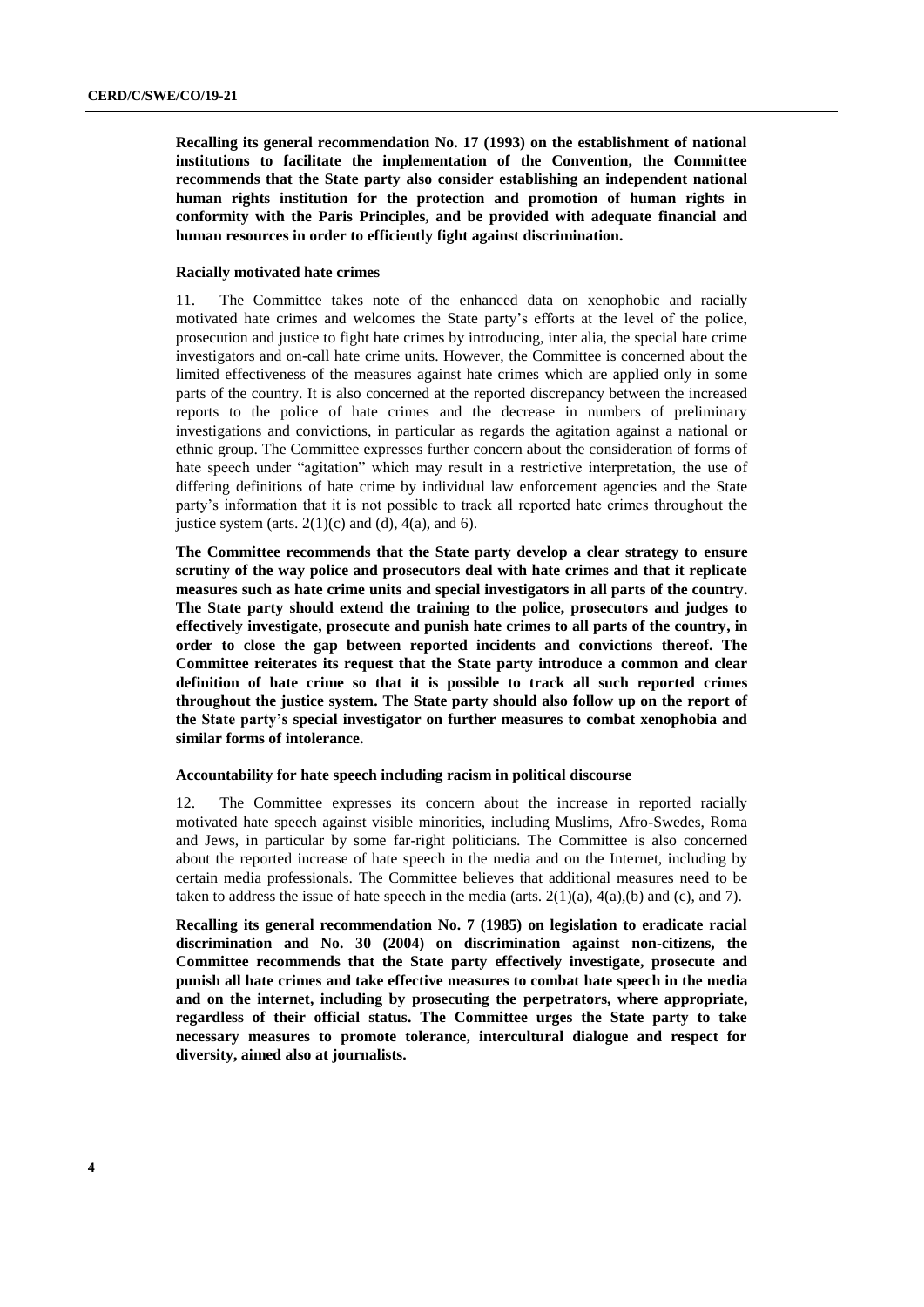**Recalling its general recommendation No. 17 (1993) on the establishment of national institutions to facilitate the implementation of the Convention, the Committee recommends that the State party also consider establishing an independent national human rights institution for the protection and promotion of human rights in conformity with the Paris Principles, and be provided with adequate financial and human resources in order to efficiently fight against discrimination.**

### Racially motivated hate crimes

11. The Committee takes note of the enhanced data on xenophobic and racially motivated hate crimes and welcomes the State party's efforts at the level of the police, prosecution and justice to fight hate crimes by introducing, inter alia, the special hate crime investigators and on-call hate crime units. However, the Committee is concerned about the limited effectiveness of the measures against hate crimes which are applied only in some parts of the country. It is also concerned at the reported discrepancy between the increased reports to the police of hate crimes and the decrease in numbers of preliminary investigations and convictions, in particular as regards the agitation against a national or ethnic group. The Committee expresses further concern about the consideration of forms of hate speech under "agitation" which may result in a restrictive interpretation, the use of differing definitions of hate crime by individual law enforcement agencies and the State party's information that it is not possible to track all reported hate crimes throughout the justice system (arts. 2(1)(c) and (d), 4(a), and 6).

**The Committee recommends that the State party develop a clear strategy to ensure scrutiny of the way police and prosecutors deal with hate crimes and that it replicate measures such as hate crime units and special investigators in all parts of the country. The State party should extend the training to the police, prosecutors and judges to effectively investigate, prosecute and punish hate crimes to all parts of the country, in order to close the gap between reported incidents and convictions thereof. The Committee reiterates its request that the State party introduce a common and clear definition of hate crime so that it is possible to track all such reported crimes throughout the justice system. The State party should also follow up on the report of the State party's special investigator on further measures to combat xenophobia and similar forms of intolerance.**

### Accountability for hate speech including racism in political discourse

12. The Committee expresses its concern about the increase in reported racially motivated hate speech against visible minorities, including Muslims, Afro-Swedes, Roma and Jews, in particular by some far-right politicians. The Committee is also concerned about the reported increase of hate speech in the media and on the Internet, including by certain media professionals. The Committee believes that additional measures need to be taken to address the issue of hate speech in the media (arts. 2(1)(a), 4(a),(b) and (c), and 7).

**Recalling its general recommendation No. 7 (1985) on legislation to eradicate racial discrimination and No. 30 (2004) on discrimination against non-citizens, the Committee recommends that the State party effectively investigate, prosecute and punish all hate crimes and take effective measures to combat hate speech in the media and on the internet, including by prosecuting the perpetrators, where appropriate, regardless of their official status. The Committee urges the State party to take necessary measures to promote tolerance, intercultural dialogue and respect for diversity, aimed also at journalists.**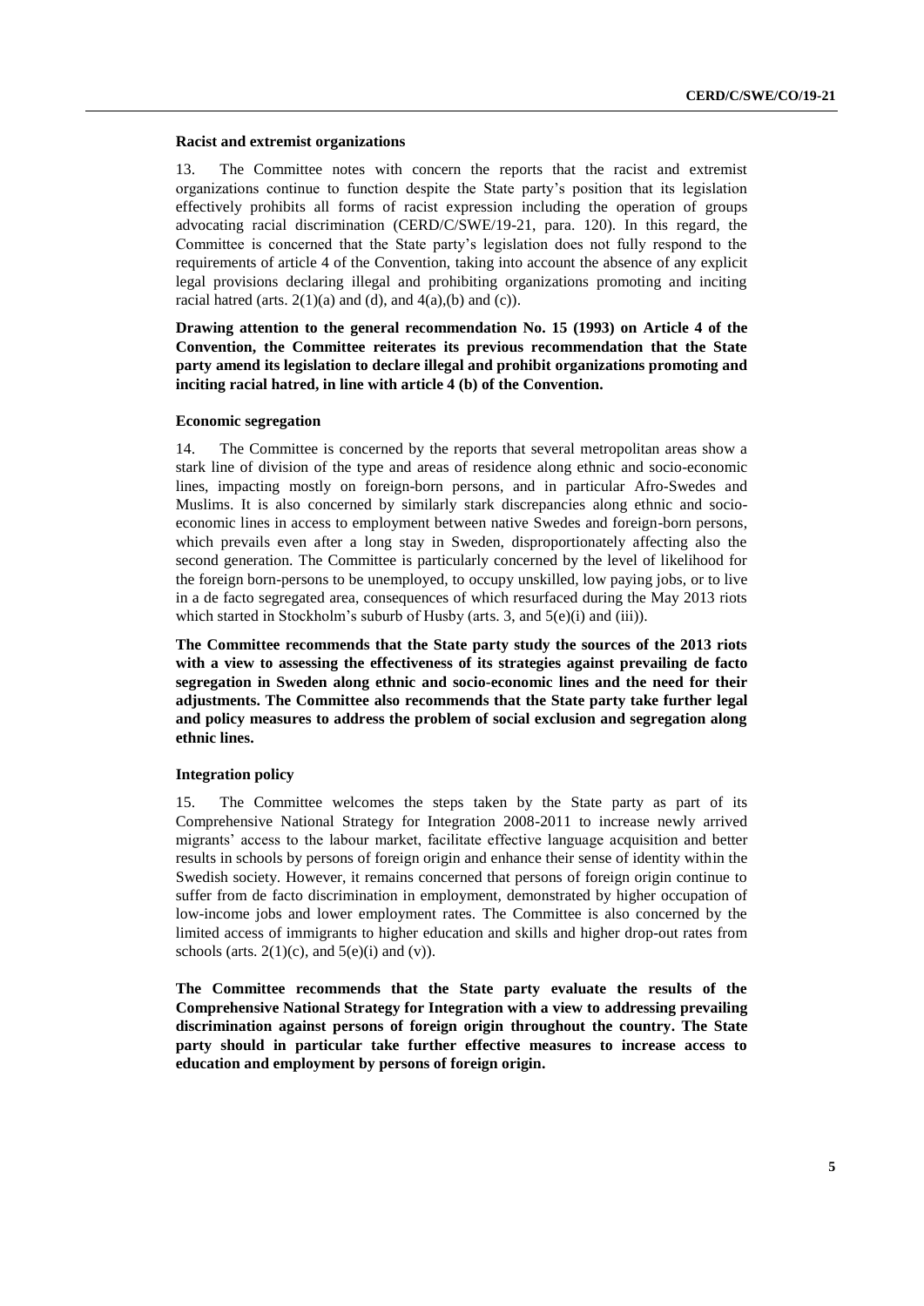### Racist and extremist organizations

13. The Committee notes with concern the reports that the racist and extremist organizations continue to function despite the State party's position that its legislation effectively prohibits all forms of racist expression including the operation of groups advocating racial discrimination (CERD/C/SWE/19-21, para. 120). In this regard, the Committee is concerned that the State party's legislation does not fully respond to the requirements of article 4 of the Convention, taking into account the absence of any explicit legal provisions declaring illegal and prohibiting organizations promoting and inciting racial hatred (arts. 2(1)(a) and (d), and 4(a),(b) and (c)).

**Drawing attention to the general recommendation No. 15 (1993) on Article 4 of the Convention, the Committee reiterates its previous recommendation that the State party amend its legislation to declare illegal and prohibit organizations promoting and inciting racial hatred, in line with article 4 (b) of the Convention.**

### Economic segregation

14. The Committee is concerned by the reports that several metropolitan areas show a stark line of division of the type and areas of residence along ethnic and socio-economic lines, impacting mostly on foreign-born persons, and in particular Afro-Swedes and Muslims. It is also concerned by similarly stark discrepancies along ethnic and socio-economic lines in access to employment between native Swedes and foreign-born persons, which prevails even after a long stay in Sweden, disproportionately affecting also the second generation. The Committee is particularly concerned by the level of likelihood for the foreign born-persons to be unemployed, to occupy unskilled, low paying jobs, or to live in a de facto segregated area, consequences of which resurfaced during the May 2013 riots which started in Stockholm's suburb of Husby (arts. 3, and 5(e)(i) and (iii)).

**The Committee recommends that the State party study the sources of the 2013 riots with a view to assessing the effectiveness of its strategies against prevailing de facto segregation in Sweden along ethnic and socio-economic lines and the need for their adjustments. The Committee also recommends that the State party take further legal and policy measures to address the problem of social exclusion and segregation along ethnic lines.**

### Integration policy

15. The Committee welcomes the steps taken by the State party as part of its Comprehensive National Strategy for Integration 2008-2011 to increase newly arrived migrants' access to the labour market, facilitate effective language acquisition and better results in schools by persons of foreign origin and enhance their sense of identity within the Swedish society. However, it remains concerned that persons of foreign origin continue to suffer from de facto discrimination in employment, demonstrated by higher occupation of low-income jobs and lower employment rates. The Committee is also concerned by the limited access of immigrants to higher education and skills and higher drop-out rates from schools (arts. 2(1)(c), and 5(e)(i) and (v)).

**The Committee recommends that the State party evaluate the results of the Comprehensive National Strategy for Integration with a view to addressing prevailing discrimination against persons of foreign origin throughout the country. The State party should in particular take further effective measures to increase access to education and employment by persons of foreign origin.**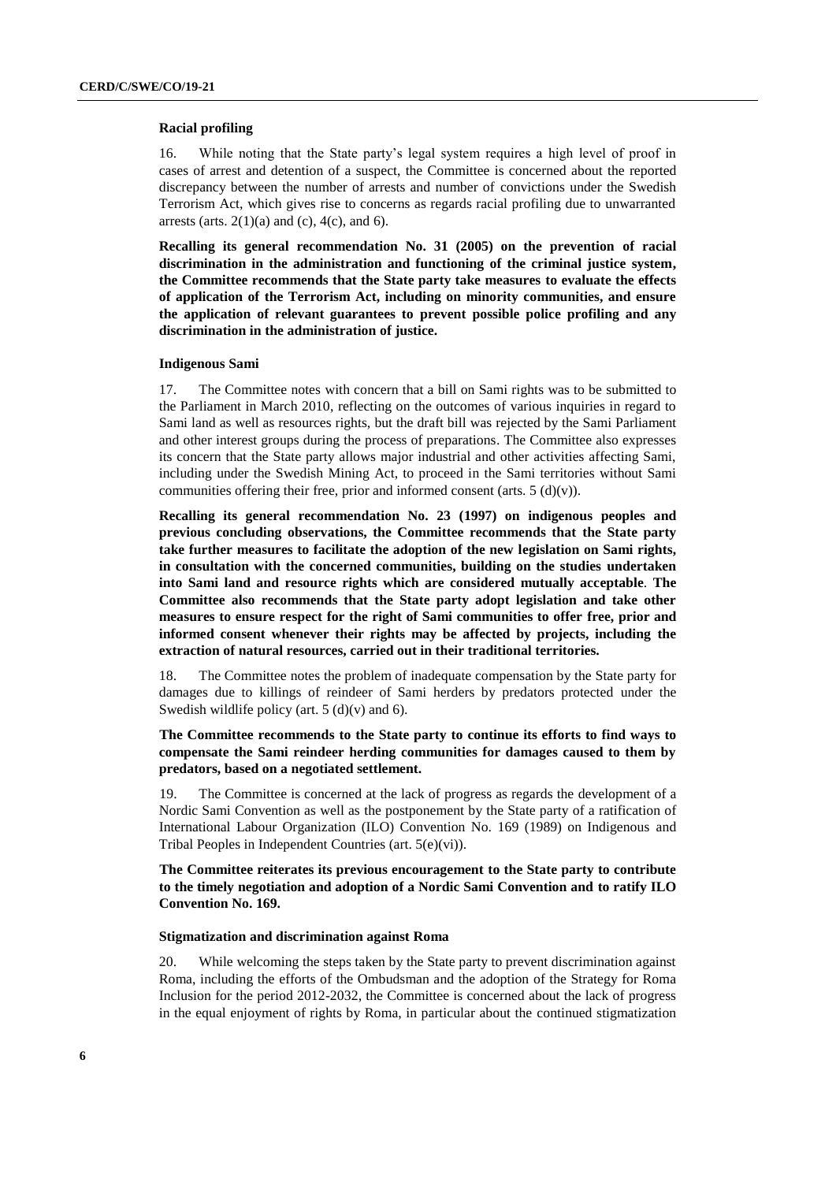### Racial profiling

16. While noting that the State party's legal system requires a high level of proof in cases of arrest and detention of a suspect, the Committee is concerned about the reported discrepancy between the number of arrests and number of convictions under the Swedish Terrorism Act, which gives rise to concerns as regards racial profiling due to unwarranted arrests (arts. 2(1)(a) and (c), 4(c), and 6).

**Recalling its general recommendation No. 31 (2005) on the prevention of racial discrimination in the administration and functioning of the criminal justice system, the Committee recommends that the State party take measures to evaluate the effects of application of the Terrorism Act, including on minority communities, and ensure the application of relevant guarantees to prevent possible police profiling and any discrimination in the administration of justice.**

### Indigenous Sami

17. The Committee notes with concern that a bill on Sami rights was to be submitted to the Parliament in March 2010, reflecting on the outcomes of various inquiries in regard to Sami land as well as resources rights, but the draft bill was rejected by the Sami Parliament and other interest groups during the process of preparations. The Committee also expresses its concern that the State party allows major industrial and other activities affecting Sami, including under the Swedish Mining Act, to proceed in the Sami territories without Sami communities offering their free, prior and informed consent (arts. 5 (d)(v)).

**Recalling its general recommendation No. 23 (1997) on indigenous peoples and previous concluding observations, the Committee recommends that the State party take further measures to facilitate the adoption of the new legislation on Sami rights, in consultation with the concerned communities, building on the studies undertaken into Sami land and resource rights which are considered mutually acceptable. The Committee also recommends that the State party adopt legislation and take other measures to ensure respect for the right of Sami communities to offer free, prior and informed consent whenever their rights may be affected by projects, including the extraction of natural resources, carried out in their traditional territories.**

18. The Committee notes the problem of inadequate compensation by the State party for damages due to killings of reindeer of Sami herders by predators protected under the Swedish wildlife policy (art. 5 (d)(v) and 6).

**The Committee recommends to the State party to continue its efforts to find ways to compensate the Sami reindeer herding communities for damages caused to them by predators, based on a negotiated settlement.**

19. The Committee is concerned at the lack of progress as regards the development of a Nordic Sami Convention as well as the postponement by the State party of a ratification of International Labour Organization (ILO) Convention No. 169 (1989) on Indigenous and Tribal Peoples in Independent Countries (art. 5(e)(vi)).

**The Committee reiterates its previous encouragement to the State party to contribute to the timely negotiation and adoption of a Nordic Sami Convention and to ratify ILO Convention No. 169.**

### Stigmatization and discrimination against Roma

20. While welcoming the steps taken by the State party to prevent discrimination against Roma, including the efforts of the Ombudsman and the adoption of the Strategy for Roma Inclusion for the period 2012-2032, the Committee is concerned about the lack of progress in the equal enjoyment of rights by Roma, in particular about the continued stigmatization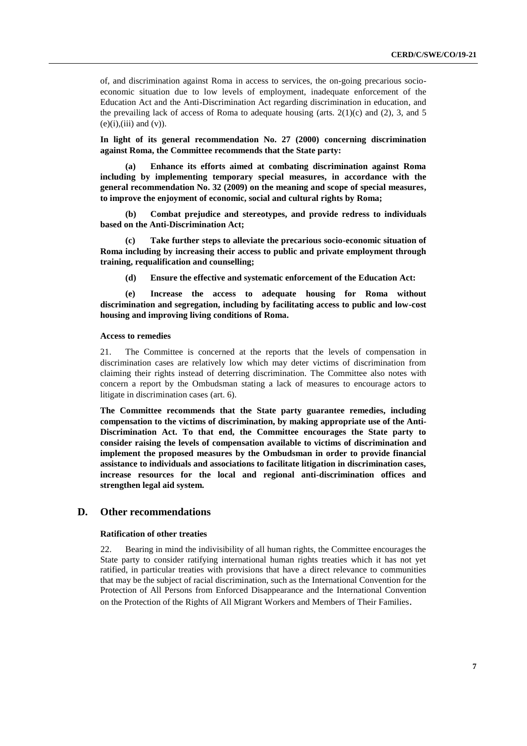of, and discrimination against Roma in access to services, the on-going precarious socio-economic situation due to low levels of employment, inadequate enforcement of the Education Act and the Anti-Discrimination Act regarding discrimination in education, and the prevailing lack of access of Roma to adequate housing (arts. 2(1)(c) and (2), 3, and 5 (e)(i),(iii) and (v)).

**In light of its general recommendation No. 27 (2000) concerning discrimination against Roma, the Committee recommends that the State party:**

**(a) Enhance its efforts aimed at combating discrimination against Roma including by implementing temporary special measures, in accordance with the general recommendation No. 32 (2009) on the meaning and scope of special measures, to improve the enjoyment of economic, social and cultural rights by Roma;**

**(b) Combat prejudice and stereotypes, and provide redress to individuals based on the Anti-Discrimination Act;**

**(c) Take further steps to alleviate the precarious socio-economic situation of Roma including by increasing their access to public and private employment through training, requalification and counselling;**

**(d) Ensure the effective and systematic enforcement of the Education Act:**

**(e) Increase the access to adequate housing for Roma without discrimination and segregation, including by facilitating access to public and low-cost housing and improving living conditions of Roma.**

#### Access to remedies

21. The Committee is concerned at the reports that the levels of compensation in discrimination cases are relatively low which may deter victims of discrimination from claiming their rights instead of deterring discrimination. The Committee also notes with concern a report by the Ombudsman stating a lack of measures to encourage actors to litigate in discrimination cases (art. 6).

**The Committee recommends that the State party guarantee remedies, including compensation to the victims of discrimination, by making appropriate use of the Anti-Discrimination Act. To that end, the Committee encourages the State party to consider raising the levels of compensation available to victims of discrimination and implement the proposed measures by the Ombudsman in order to provide financial assistance to individuals and associations to facilitate litigation in discrimination cases, increase resources for the local and regional anti-discrimination offices and strengthen legal aid system.**

## D. Other recommendations

#### Ratification of other treaties

22. Bearing in mind the indivisibility of all human rights, the Committee encourages the State party to consider ratifying international human rights treaties which it has not yet ratified, in particular treaties with provisions that have a direct relevance to communities that may be the subject of racial discrimination, such as the International Convention for the Protection of All Persons from Enforced Disappearance and the International Convention on the Protection of the Rights of All Migrant Workers and Members of Their Families.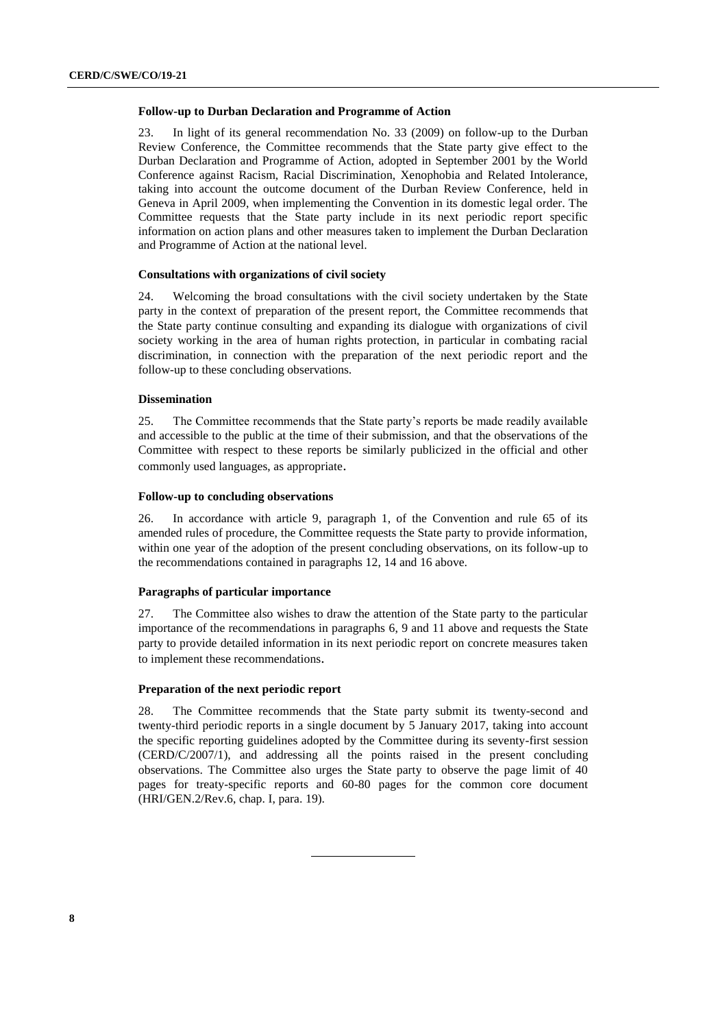### Follow-up to Durban Declaration and Programme of Action

23. In light of its general recommendation No. 33 (2009) on follow-up to the Durban Review Conference, the Committee recommends that the State party give effect to the Durban Declaration and Programme of Action, adopted in September 2001 by the World Conference against Racism, Racial Discrimination, Xenophobia and Related Intolerance, taking into account the outcome document of the Durban Review Conference, held in Geneva in April 2009, when implementing the Convention in its domestic legal order. The Committee requests that the State party include in its next periodic report specific information on action plans and other measures taken to implement the Durban Declaration and Programme of Action at the national level.

### Consultations with organizations of civil society

24. Welcoming the broad consultations with the civil society undertaken by the State party in the context of preparation of the present report, the Committee recommends that the State party continue consulting and expanding its dialogue with organizations of civil society working in the area of human rights protection, in particular in combating racial discrimination, in connection with the preparation of the next periodic report and the follow-up to these concluding observations.

### Dissemination

25. The Committee recommends that the State party's reports be made readily available and accessible to the public at the time of their submission, and that the observations of the Committee with respect to these reports be similarly publicized in the official and other commonly used languages, as appropriate.

### Follow-up to concluding observations

26. In accordance with article 9, paragraph 1, of the Convention and rule 65 of its amended rules of procedure, the Committee requests the State party to provide information, within one year of the adoption of the present concluding observations, on its follow-up to the recommendations contained in paragraphs 12, 14 and 16 above.

### Paragraphs of particular importance

27. The Committee also wishes to draw the attention of the State party to the particular importance of the recommendations in paragraphs 6, 9 and 11 above and requests the State party to provide detailed information in its next periodic report on concrete measures taken to implement these recommendations.

### Preparation of the next periodic report

28. The Committee recommends that the State party submit its twenty-second and twenty-third periodic reports in a single document by 5 January 2017, taking into account the specific reporting guidelines adopted by the Committee during its seventy-first session (CERD/C/2007/1), and addressing all the points raised in the present concluding observations. The Committee also urges the State party to observe the page limit of 40 pages for treaty-specific reports and 60-80 pages for the common core document (HRI/GEN.2/Rev.6, chap. I, para. 19).